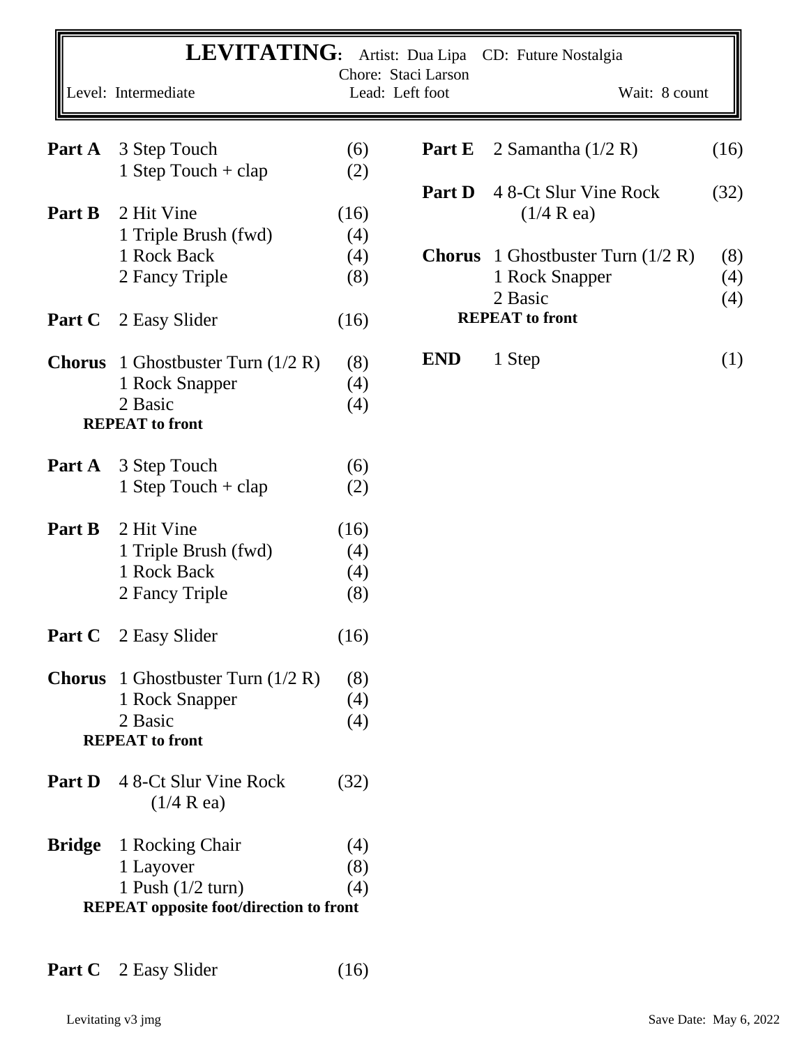# LEVITATING: Artist: Dua Lipa CD: Future Nostalgia

Chore: Staci Larson

Level: Intermediate | Lead: Left foot | Wait: 8 count

| Part | Step | Counts |
|---|---|---|
| **Part A** | 3 Step Touch | (6) |
| | 1 Step Touch + clap | (2) |
| **Part B** | 2 Hit Vine | (16) |
| | 1 Triple Brush (fwd) | (4) |
| | 1 Rock Back | (4) |
| | 2 Fancy Triple | (8) |
| **Part C** | 2 Easy Slider | (16) |
| **Chorus** | 1 Ghostbuster Turn (1/2 R) | (8) |
| | 1 Rock Snapper | (4) |
| | 2 Basic | (4) |
| | **REPEAT to front** | |
| **Part A** | 3 Step Touch | (6) |
| | 1 Step Touch + clap | (2) |
| **Part B** | 2 Hit Vine | (16) |
| | 1 Triple Brush (fwd) | (4) |
| | 1 Rock Back | (4) |
| | 2 Fancy Triple | (8) |
| **Part C** | 2 Easy Slider | (16) |
| **Chorus** | 1 Ghostbuster Turn (1/2 R) | (8) |
| | 1 Rock Snapper | (4) |
| | 2 Basic | (4) |
| | **REPEAT to front** | |
| **Part D** | 4 8-Ct Slur Vine Rock (1/4 R ea) | (32) |
| **Bridge** | 1 Rocking Chair | (4) |
| | 1 Layover | (8) |
| | 1 Push (1/2 turn) | (4) |
| | **REPEAT opposite foot/direction to front** | |
| **Part C** | 2 Easy Slider | (16) |
| **Part E** | 2 Samantha (1/2 R) | (16) |
| **Part D** | 4 8-Ct Slur Vine Rock (1/4 R ea) | (32) |
| **Chorus** | 1 Ghostbuster Turn (1/2 R) | (8) |
| | 1 Rock Snapper | (4) |
| | 2 Basic | (4) |
| | **REPEAT to front** | |
| **END** | 1 Step | (1) |

Levitating v3 jmg — Save Date: May 6, 2022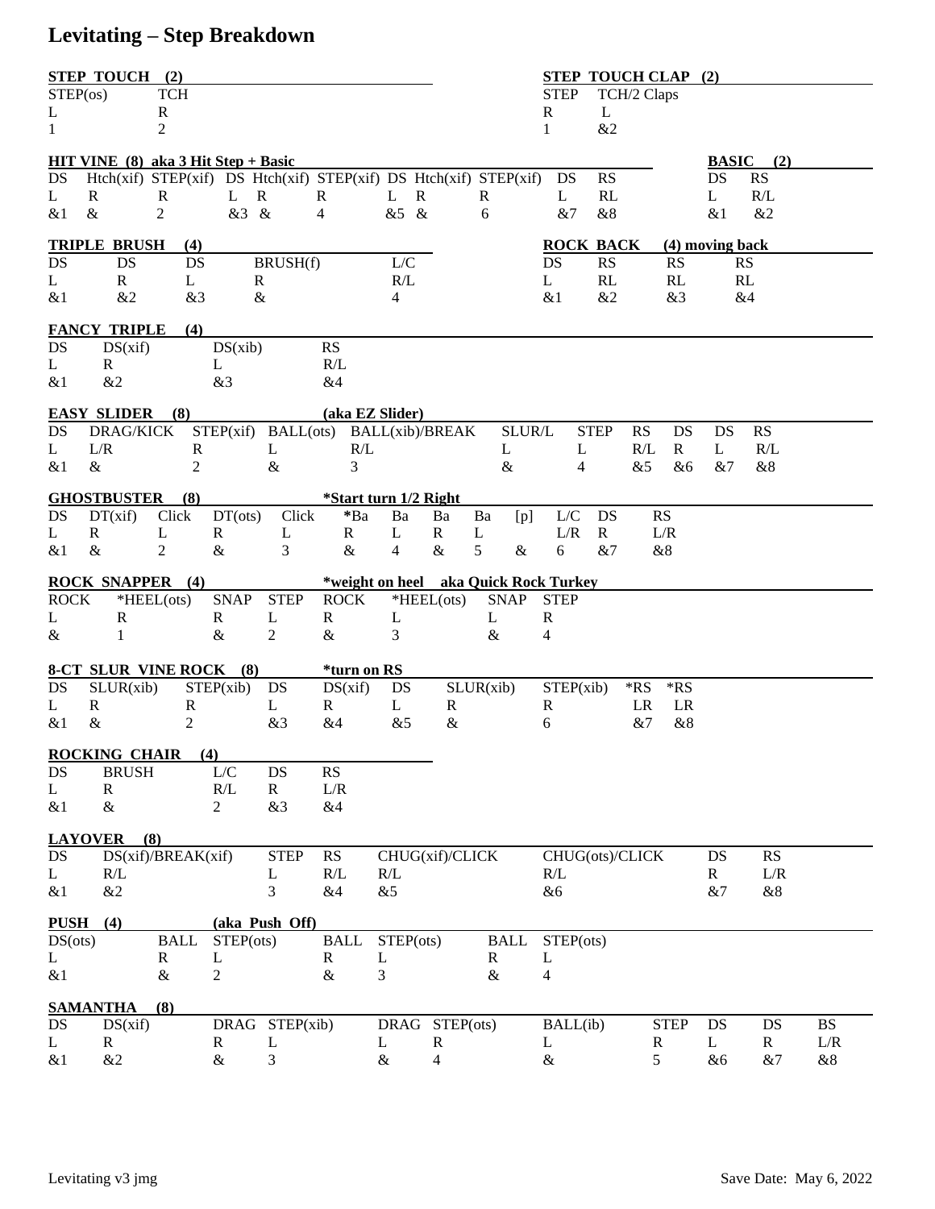# Levitating – Step Breakdown

**STEP TOUCH (2)**

| | |
|---|---|
| STEP(os) | TCH |
| L | R |
| 1 | 2 |

**STEP TOUCH CLAP (2)**

| | |
|---|---|
| STEP | TCH/2 Claps |
| R | L |
| 1 | &2 |

**HIT VINE (8) aka 3 Hit Step + Basic**

| | | | | | | | | | | | |
|---|---|---|---|---|---|---|---|---|---|---|---|
| DS | Htch(xif) | STEP(xif) | DS | Htch(xif) | STEP(xif) | DS | Htch(xif) | STEP(xif) | DS | RS |
| L | R | R | L | R | R | L | R | R | L | RL |
| &1 | & | 2 | &3 | & | 4 | &5 | & | 6 | &7 | &8 |

**BASIC (2)**

| | |
|---|---|
| DS | RS |
| L | R/L |
| &1 | &2 |

**TRIPLE BRUSH (4)**

| | | | | |
|---|---|---|---|---|
| DS | DS | DS | BRUSH(f) | L/C |
| L | R | L | R | R/L |
| &1 | &2 | &3 | & | 4 |

**ROCK BACK (4) moving back**

| | | | |
|---|---|---|---|
| DS | RS | RS | RS |
| L | RL | RL | RL |
| &1 | &2 | &3 | &4 |

**FANCY TRIPLE (4)**

| | | | |
|---|---|---|---|
| DS | DS(xif) | DS(xib) | RS |
| L | R | L | R/L |
| &1 | &2 | &3 | &4 |

**EASY SLIDER (8)** (aka EZ Slider)

| | | | | | | | | | | |
|---|---|---|---|---|---|---|---|---|---|---|
| DS | DRAG/KICK | STEP(xif) | BALL(ots) | BALL(xib)/BREAK | SLUR/L | STEP | RS | DS | DS | RS |
| L | L/R | R | L | R/L | L | L | R/L | R | L | R/L |
| &1 | & | 2 | & | 3 | & | 4 | &5 | &6 | &7 | &8 |

**GHOSTBUSTER (8)** *Start turn 1/2 Right

| | | | | | | | | | | | | | |
|---|---|---|---|---|---|---|---|---|---|---|---|---|---|
| DS | DT(xif) | Click | DT(ots) | Click | *Ba | Ba | Ba | Ba | [p] | L/C | DS | RS |
| L | R | L | R | L | R | L | R | L | | L/R | R | L/R |
| &1 | & | 2 | & | 3 | & | 4 | & | 5 | & | 6 | &7 | &8 |

**ROCK SNAPPER (4)** *weight on heel aka Quick Rock Turkey

| | | | | | | | |
|---|---|---|---|---|---|---|---|
| ROCK | *HEEL(ots) | SNAP | STEP | ROCK | *HEEL(ots) | SNAP | STEP |
| L | R | R | L | R | L | L | R |
| & | 1 | & | 2 | & | 3 | & | 4 |

**8-CT SLUR VINE ROCK (8)** *turn on RS

| | | | | | | | | | |
|---|---|---|---|---|---|---|---|---|---|
| DS | SLUR(xib) | STEP(xib) | DS | DS(xif) | DS | SLUR(xib) | STEP(xib) | *RS | *RS |
| L | R | R | L | R | L | R | R | LR | LR |
| &1 | & | 2 | &3 | &4 | &5 | & | 6 | &7 | &8 |

**ROCKING CHAIR (4)**

| | | | | |
|---|---|---|---|---|
| DS | BRUSH | L/C | DS | RS |
| L | R | R/L | R | L/R |
| &1 | & | 2 | &3 | &4 |

**LAYOVER (8)**

| | | | | | | | |
|---|---|---|---|---|---|---|---|
| DS | DS(xif)/BREAK(xif) | STEP | RS | CHUG(xif)/CLICK | CHUG(ots)/CLICK | DS | RS |
| L | R/L | L | R/L | R/L | R/L | R | L/R |
| &1 | &2 | 3 | &4 | &5 | &6 | &7 | &8 |

**PUSH (4)** (aka Push Off)

| | | | | | | |
|---|---|---|---|---|---|---|
| DS(ots) | BALL | STEP(ots) | BALL | STEP(ots) | BALL | STEP(ots) |
| L | R | L | R | L | R | L |
| &1 | & | 2 | & | 3 | & | 4 |

**SAMANTHA (8)**

| | | | | | | | | | | |
|---|---|---|---|---|---|---|---|---|---|---|
| DS | DS(xif) | DRAG | STEP(xib) | DRAG | STEP(ots) | BALL(ib) | STEP | DS | DS | BS |
| L | R | R | L | L | R | L | R | L | R | L/R |
| &1 | &2 | & | 3 | & | 4 | & | 5 | &6 | &7 | &8 |

Levitating v3 jmg

Save Date: May 6, 2022